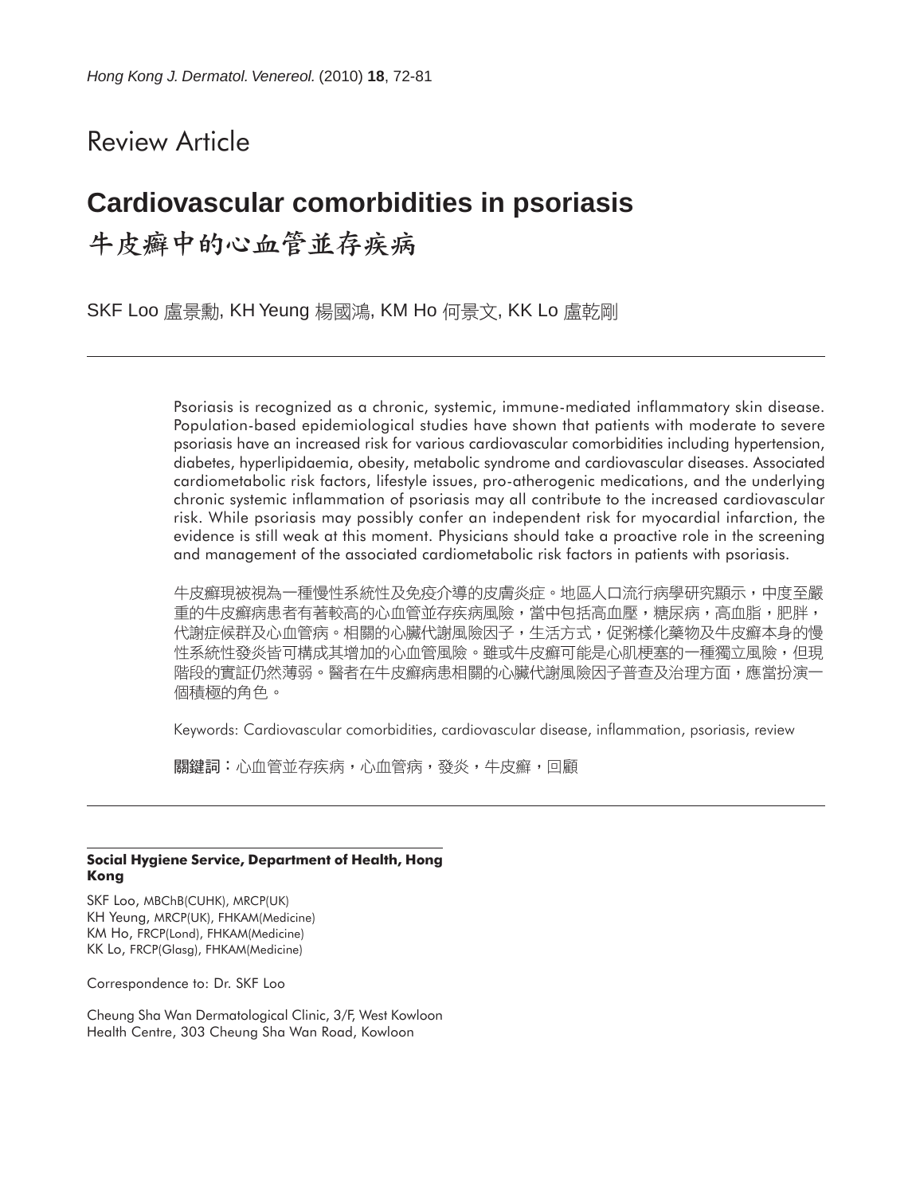Review Article

# Cardiovascular comorbidities in psoriasis

# 牛皮癬中的心血管並存疾病

SKF Loo 盧景勳, KH Yeung 楊國鴻, KM Ho 何景文, KK Lo 盧乾剛

Psoriasis is recognized as a chronic, systemic, immune-mediated inflammatory skin disease. Population-based epidemiological studies have shown that patients with moderate to severe psoriasis have an increased risk for various cardiovascular comorbidities including hypertension, diabetes, hyperlipidaemia, obesity, metabolic syndrome and cardiovascular diseases. Associated cardiometabolic risk factors, lifestyle issues, pro-atherogenic medications, and the underlying chronic systemic inflammation of psoriasis may all contribute to the increased cardiovascular risk. While psoriasis may possibly confer an independent risk for myocardial infarction, the evidence is still weak at this moment. Physicians should take a proactive role in the screening and management of the associated cardiometabolic risk factors in patients with psoriasis.

牛皮癬現被視為一種慢性系統性及免疫介導的皮膚炎症。地區人口流行病學研究顯示，中度至嚴重的牛皮癬病患者有著較高的心血管並存疾病風險，當中包括高血壓，糖尿病，高血脂，肥胖，代謝症候群及心血管病。相關的心臟代謝風險因子，生活方式，促粥樣化藥物及牛皮癬本身的慢性系統性發炎皆可構成其增加的心血管風險。雖或牛皮癬可能是心肌梗塞的一種獨立風險，但現階段的實証仍然薄弱。醫者在牛皮癬病患相關的心臟代謝風險因子普查及治理方面，應當扮演一個積極的角色。

Keywords: Cardiovascular comorbidities, cardiovascular disease, inflammation, psoriasis, review

**關鍵詞**：心血管並存疾病，心血管病，發炎，牛皮癬，回顧

**Social Hygiene Service, Department of Health, Hong Kong**

SKF Loo, MBChB(CUHK), MRCP(UK)
KH Yeung, MRCP(UK), FHKAM(Medicine)
KM Ho, FRCP(Lond), FHKAM(Medicine)
KK Lo, FRCP(Glasg), FHKAM(Medicine)

Correspondence to: Dr. SKF Loo

Cheung Sha Wan Dermatological Clinic, 3/F, West Kowloon Health Centre, 303 Cheung Sha Wan Road, Kowloon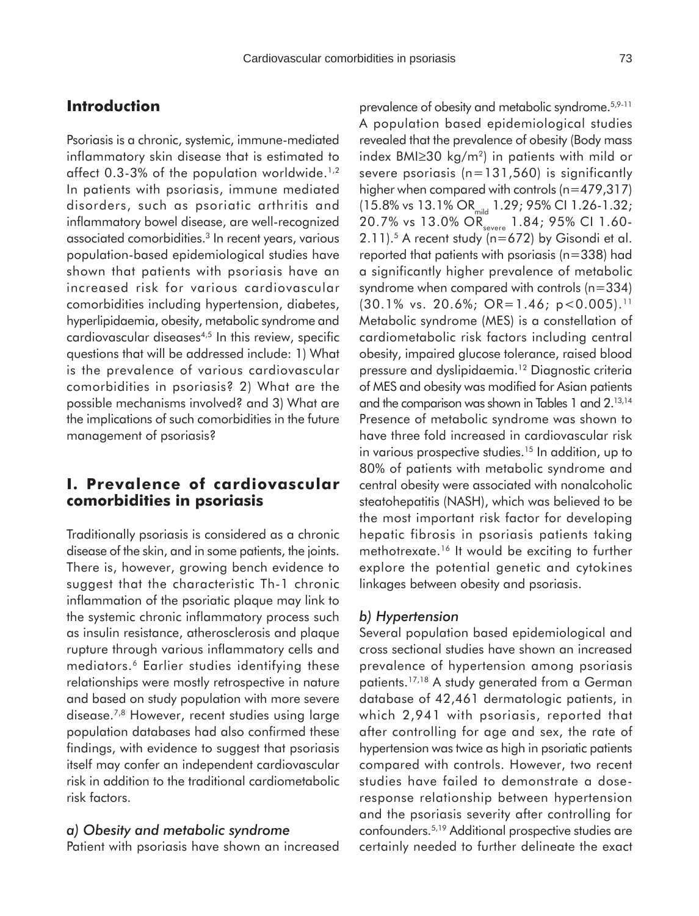## Introduction

Psoriasis is a chronic, systemic, immune-mediated inflammatory skin disease that is estimated to affect 0.3-3% of the population worldwide.[1,2] In patients with psoriasis, immune mediated disorders, such as psoriatic arthritis and inflammatory bowel disease, are well-recognized associated comorbidities.[3] In recent years, various population-based epidemiological studies have shown that patients with psoriasis have an increased risk for various cardiovascular comorbidities including hypertension, diabetes, hyperlipidaemia, obesity, metabolic syndrome and cardiovascular diseases[4,5] In this review, specific questions that will be addressed include: 1) What is the prevalence of various cardiovascular comorbidities in psoriasis? 2) What are the possible mechanisms involved? and 3) What are the implications of such comorbidities in the future management of psoriasis?

## I. Prevalence of cardiovascular comorbidities in psoriasis

Traditionally psoriasis is considered as a chronic disease of the skin, and in some patients, the joints. There is, however, growing bench evidence to suggest that the characteristic Th-1 chronic inflammation of the psoriatic plaque may link to the systemic chronic inflammatory process such as insulin resistance, atherosclerosis and plaque rupture through various inflammatory cells and mediators.[6] Earlier studies identifying these relationships were mostly retrospective in nature and based on study population with more severe disease.[7,8] However, recent studies using large population databases had also confirmed these findings, with evidence to suggest that psoriasis itself may confer an independent cardiovascular risk in addition to the traditional cardiometabolic risk factors.

### *a) Obesity and metabolic syndrome*

Patient with psoriasis have shown an increased prevalence of obesity and metabolic syndrome.[5,9-11] A population based epidemiological studies revealed that the prevalence of obesity (Body mass index BMI≥30 kg/m$^2$) in patients with mild or severe psoriasis (n=131,560) is significantly higher when compared with controls (n=479,317) (15.8% vs 13.1% $OR_{mild}$ 1.29; 95% CI 1.26-1.32; 20.7% vs 13.0% $OR_{severe}$ 1.84; 95% CI 1.60-2.11).[5] A recent study (n=672) by Gisondi et al. reported that patients with psoriasis (n=338) had a significantly higher prevalence of metabolic syndrome when compared with controls (n=334) (30.1% vs. 20.6%; OR=1.46; $p<0.005$).[11] Metabolic syndrome (MES) is a constellation of cardiometabolic risk factors including central obesity, impaired glucose tolerance, raised blood pressure and dyslipidaemia.[12] Diagnostic criteria of MES and obesity was modified for Asian patients and the comparison was shown in Tables 1 and 2.[13,14] Presence of metabolic syndrome was shown to have three fold increased in cardiovascular risk in various prospective studies.[15] In addition, up to 80% of patients with metabolic syndrome and central obesity were associated with nonalcoholic steatohepatitis (NASH), which was believed to be the most important risk factor for developing hepatic fibrosis in psoriasis patients taking methotrexate.[16] It would be exciting to further explore the potential genetic and cytokines linkages between obesity and psoriasis.

### *b) Hypertension*

Several population based epidemiological and cross sectional studies have shown an increased prevalence of hypertension among psoriasis patients.[17,18] A study generated from a German database of 42,461 dermatologic patients, in which 2,941 with psoriasis, reported that after controlling for age and sex, the rate of hypertension was twice as high in psoriatic patients compared with controls. However, two recent studies have failed to demonstrate a dose-response relationship between hypertension and the psoriasis severity after controlling for confounders.[5,19] Additional prospective studies are certainly needed to further delineate the exact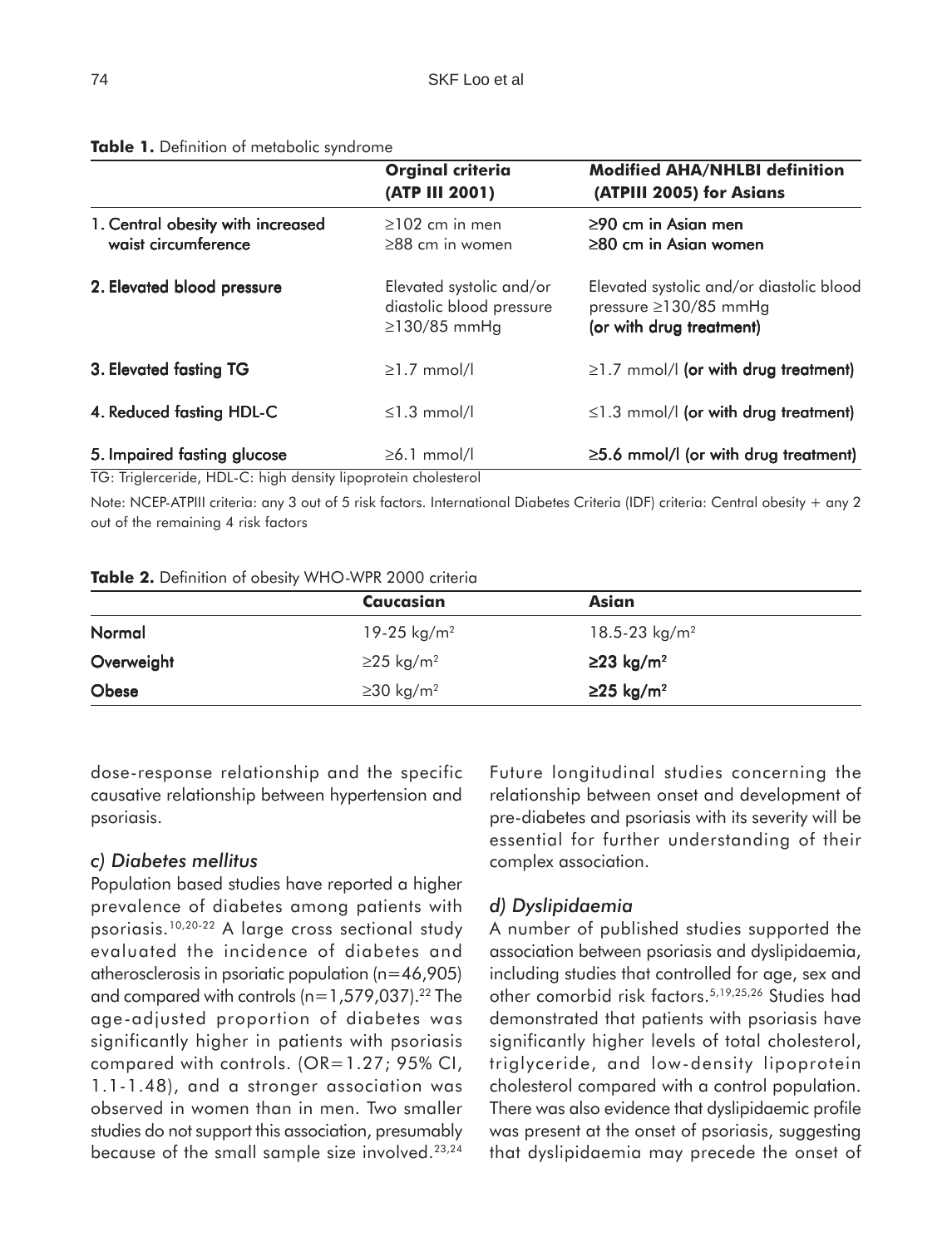**Table 1.** Definition of metabolic syndrome

| | Orginal criteria (ATP III 2001) | Modified AHA/NHLBI definition (ATPIII 2005) for Asians |
|---|---|---|
| 1. Central obesity with increased waist circumference | ≥102 cm in men<br>≥88 cm in women | ≥90 cm in Asian men<br>≥80 cm in Asian women |
| 2. Elevated blood pressure | Elevated systolic and/or diastolic blood pressure ≥130/85 mmHg | Elevated systolic and/or diastolic blood pressure ≥130/85 mmHg (or with drug treatment) |
| 3. Elevated fasting TG | ≥1.7 mmol/l | ≥1.7 mmol/l (or with drug treatment) |
| 4. Reduced fasting HDL-C | ≤1.3 mmol/l | ≤1.3 mmol/l (or with drug treatment) |
| 5. Impaired fasting glucose | ≥6.1 mmol/l | ≥5.6 mmol/l (or with drug treatment) |

TG: Triglerceride, HDL-C: high density lipoprotein cholesterol

Note: NCEP-ATPIII criteria: any 3 out of 5 risk factors. International Diabetes Criteria (IDF) criteria: Central obesity + any 2 out of the remaining 4 risk factors

**Table 2.** Definition of obesity WHO-WPR 2000 criteria

| | Caucasian | Asian |
|---|---|---|
| Normal | 19-25 kg/m² | 18.5-23 kg/m² |
| Overweight | ≥25 kg/m² | ≥23 kg/m² |
| Obese | ≥30 kg/m² | ≥25 kg/m² |

dose-response relationship and the specific causative relationship between hypertension and psoriasis.

### *c) Diabetes mellitus*

Population based studies have reported a higher prevalence of diabetes among patients with psoriasis.[10,20-22] A large cross sectional study evaluated the incidence of diabetes and atherosclerosis in psoriatic population (n=46,905) and compared with controls (n=1,579,037).[22] The age-adjusted proportion of diabetes was significantly higher in patients with psoriasis compared with controls. (OR=1.27; 95% CI, 1.1-1.48), and a stronger association was observed in women than in men. Two smaller studies do not support this association, presumably because of the small sample size involved.[23,24] Future longitudinal studies concerning the relationship between onset and development of pre-diabetes and psoriasis with its severity will be essential for further understanding of their complex association.

### *d) Dyslipidaemia*

A number of published studies supported the association between psoriasis and dyslipidaemia, including studies that controlled for age, sex and other comorbid risk factors.[5,19,25,26] Studies had demonstrated that patients with psoriasis have significantly higher levels of total cholesterol, triglyceride, and low-density lipoprotein cholesterol compared with a control population. There was also evidence that dyslipidaemic profile was present at the onset of psoriasis, suggesting that dyslipidaemia may precede the onset of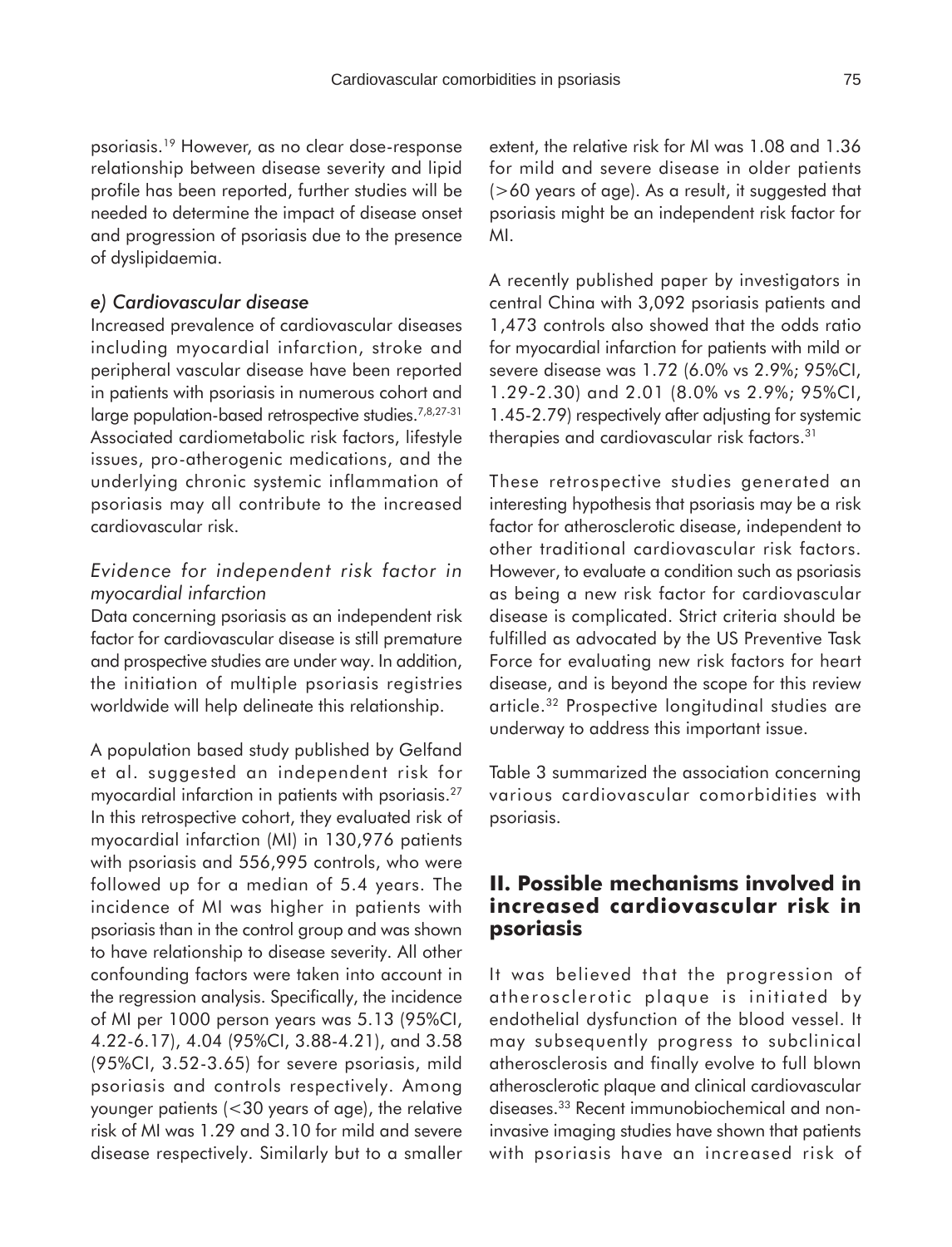psoriasis.[19] However, as no clear dose-response relationship between disease severity and lipid profile has been reported, further studies will be needed to determine the impact of disease onset and progression of psoriasis due to the presence of dyslipidaemia.

### *e) Cardiovascular disease*

Increased prevalence of cardiovascular diseases including myocardial infarction, stroke and peripheral vascular disease have been reported in patients with psoriasis in numerous cohort and large population-based retrospective studies.[7,8,27-31] Associated cardiometabolic risk factors, lifestyle issues, pro-atherogenic medications, and the underlying chronic systemic inflammation of psoriasis may all contribute to the increased cardiovascular risk.

#### *Evidence for independent risk factor in myocardial infarction*

Data concerning psoriasis as an independent risk factor for cardiovascular disease is still premature and prospective studies are under way. In addition, the initiation of multiple psoriasis registries worldwide will help delineate this relationship.

A population based study published by Gelfand et al. suggested an independent risk for myocardial infarction in patients with psoriasis.[27] In this retrospective cohort, they evaluated risk of myocardial infarction (MI) in 130,976 patients with psoriasis and 556,995 controls, who were followed up for a median of 5.4 years. The incidence of MI was higher in patients with psoriasis than in the control group and was shown to have relationship to disease severity. All other confounding factors were taken into account in the regression analysis. Specifically, the incidence of MI per 1000 person years was 5.13 (95%CI, 4.22-6.17), 4.04 (95%CI, 3.88-4.21), and 3.58 (95%CI, 3.52-3.65) for severe psoriasis, mild psoriasis and controls respectively. Among younger patients (<30 years of age), the relative risk of MI was 1.29 and 3.10 for mild and severe disease respectively. Similarly but to a smaller extent, the relative risk for MI was 1.08 and 1.36 for mild and severe disease in older patients (>60 years of age). As a result, it suggested that psoriasis might be an independent risk factor for MI.

A recently published paper by investigators in central China with 3,092 psoriasis patients and 1,473 controls also showed that the odds ratio for myocardial infarction for patients with mild or severe disease was 1.72 (6.0% vs 2.9%; 95%CI, 1.29-2.30) and 2.01 (8.0% vs 2.9%; 95%CI, 1.45-2.79) respectively after adjusting for systemic therapies and cardiovascular risk factors.[31]

These retrospective studies generated an interesting hypothesis that psoriasis may be a risk factor for atherosclerotic disease, independent to other traditional cardiovascular risk factors. However, to evaluate a condition such as psoriasis as being a new risk factor for cardiovascular disease is complicated. Strict criteria should be fulfilled as advocated by the US Preventive Task Force for evaluating new risk factors for heart disease, and is beyond the scope for this review article.[32] Prospective longitudinal studies are underway to address this important issue.

Table 3 summarized the association concerning various cardiovascular comorbidities with psoriasis.

## II. Possible mechanisms involved in increased cardiovascular risk in psoriasis

It was believed that the progression of atherosclerotic plaque is initiated by endothelial dysfunction of the blood vessel. It may subsequently progress to subclinical atherosclerosis and finally evolve to full blown atherosclerotic plaque and clinical cardiovascular diseases.[33] Recent immunobiochemical and non-invasive imaging studies have shown that patients with psoriasis have an increased risk of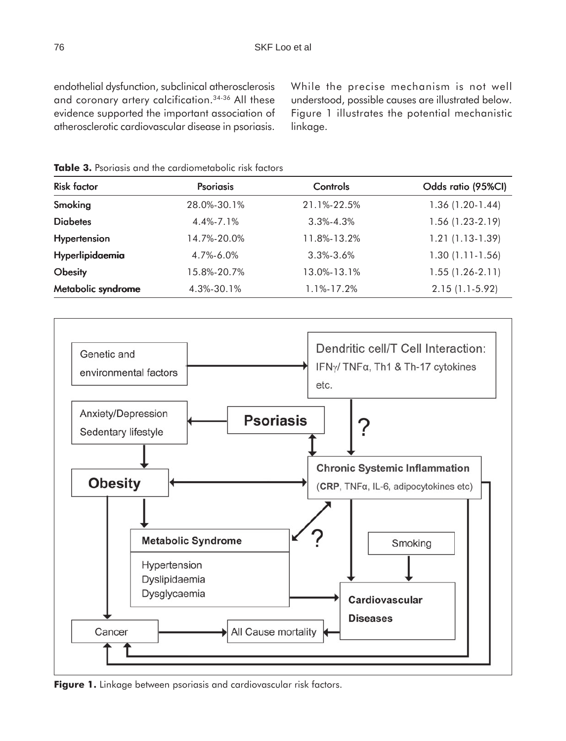endothelial dysfunction, subclinical atherosclerosis and coronary artery calcification.[34-36] All these evidence supported the important association of atherosclerotic cardiovascular disease in psoriasis.

While the precise mechanism is not well understood, possible causes are illustrated below. Figure 1 illustrates the potential mechanistic linkage.

**Table 3.** Psoriasis and the cardiometabolic risk factors

| Risk factor | Psoriasis | Controls | Odds ratio (95%CI) |
|---|---|---|---|
| Smoking | 28.0%-30.1% | 21.1%-22.5% | 1.36 (1.20-1.44) |
| Diabetes | 4.4%-7.1% | 3.3%-4.3% | 1.56 (1.23-2.19) |
| Hypertension | 14.7%-20.0% | 11.8%-13.2% | 1.21 (1.13-1.39) |
| Hyperlipidaemia | 4.7%-6.0% | 3.3%-3.6% | 1.30 (1.11-1.56) |
| Obesity | 15.8%-20.7% | 13.0%-13.1% | 1.55 (1.26-2.11) |
| Metabolic syndrome | 4.3%-30.1% | 1.1%-17.2% | 2.15 (1.1-5.92) |

**Figure 1.** Linkage between psoriasis and cardiovascular risk factors.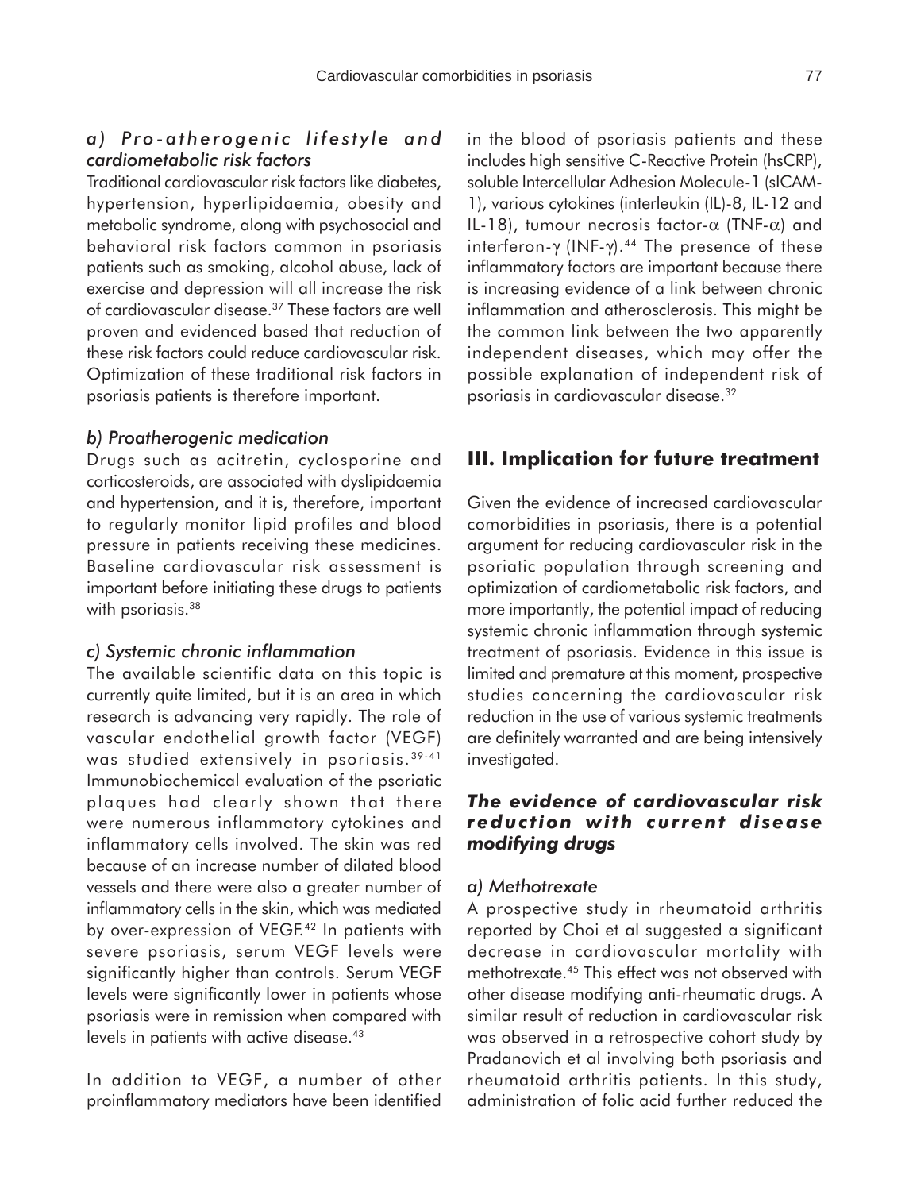### *a) Pro-atherogenic lifestyle and cardiometabolic risk factors*

Traditional cardiovascular risk factors like diabetes, hypertension, hyperlipidaemia, obesity and metabolic syndrome, along with psychosocial and behavioral risk factors common in psoriasis patients such as smoking, alcohol abuse, lack of exercise and depression will all increase the risk of cardiovascular disease.[37] These factors are well proven and evidenced based that reduction of these risk factors could reduce cardiovascular risk. Optimization of these traditional risk factors in psoriasis patients is therefore important.

### *b) Proatherogenic medication*

Drugs such as acitretin, cyclosporine and corticosteroids, are associated with dyslipidaemia and hypertension, and it is, therefore, important to regularly monitor lipid profiles and blood pressure in patients receiving these medicines. Baseline cardiovascular risk assessment is important before initiating these drugs to patients with psoriasis.[38]

### *c) Systemic chronic inflammation*

The available scientific data on this topic is currently quite limited, but it is an area in which research is advancing very rapidly. The role of vascular endothelial growth factor (VEGF) was studied extensively in psoriasis.[39-41] Immunobiochemical evaluation of the psoriatic plaques had clearly shown that there were numerous inflammatory cytokines and inflammatory cells involved. The skin was red because of an increase number of dilated blood vessels and there were also a greater number of inflammatory cells in the skin, which was mediated by over-expression of VEGF.[42] In patients with severe psoriasis, serum VEGF levels were significantly higher than controls. Serum VEGF levels were significantly lower in patients whose psoriasis were in remission when compared with levels in patients with active disease.[43]

In addition to VEGF, a number of other proinflammatory mediators have been identified in the blood of psoriasis patients and these includes high sensitive C-Reactive Protein (hsCRP), soluble Intercellular Adhesion Molecule-1 (sICAM-1), various cytokines (interleukin (IL)-8, IL-12 and IL-18), tumour necrosis factor-$\alpha$ (TNF-$\alpha$) and interferon-$\gamma$ (INF-$\gamma$).[44] The presence of these inflammatory factors are important because there is increasing evidence of a link between chronic inflammation and atherosclerosis. This might be the common link between the two apparently independent diseases, which may offer the possible explanation of independent risk of psoriasis in cardiovascular disease.[32]

## III. Implication for future treatment

Given the evidence of increased cardiovascular comorbidities in psoriasis, there is a potential argument for reducing cardiovascular risk in the psoriatic population through screening and optimization of cardiometabolic risk factors, and more importantly, the potential impact of reducing systemic chronic inflammation through systemic treatment of psoriasis. Evidence in this issue is limited and premature at this moment, prospective studies concerning the cardiovascular risk reduction in the use of various systemic treatments are definitely warranted and are being intensively investigated.

### *The evidence of cardiovascular risk reduction with current disease modifying drugs*

### *a) Methotrexate*

A prospective study in rheumatoid arthritis reported by Choi et al suggested a significant decrease in cardiovascular mortality with methotrexate.[45] This effect was not observed with other disease modifying anti-rheumatic drugs. A similar result of reduction in cardiovascular risk was observed in a retrospective cohort study by Pradanovich et al involving both psoriasis and rheumatoid arthritis patients. In this study, administration of folic acid further reduced the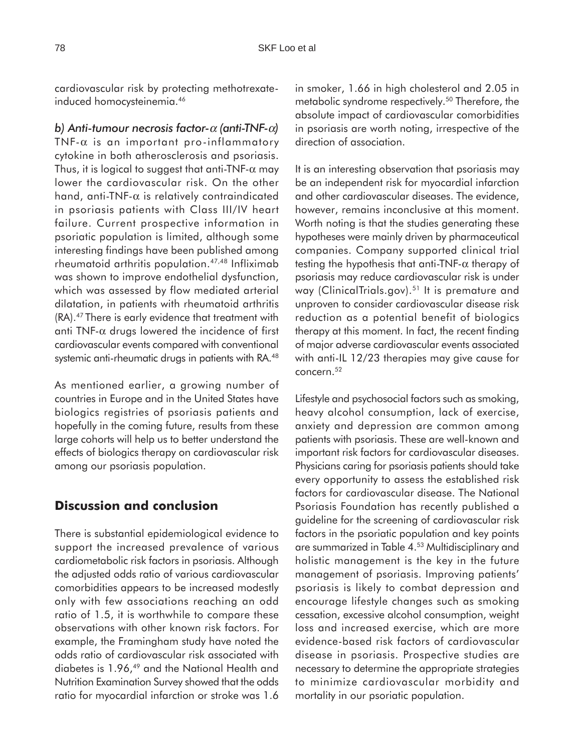cardiovascular risk by protecting methotrexate-induced homocysteinemia.[46]

*b) Anti-tumour necrosis factor-α (anti-TNF-α)*

TNF-α is an important pro-inflammatory cytokine in both atherosclerosis and psoriasis. Thus, it is logical to suggest that anti-TNF-α may lower the cardiovascular risk. On the other hand, anti-TNF-α is relatively contraindicated in psoriasis patients with Class III/IV heart failure. Current prospective information in psoriatic population is limited, although some interesting findings have been published among rheumatoid arthritis population.[47,48] Infliximab was shown to improve endothelial dysfunction, which was assessed by flow mediated arterial dilatation, in patients with rheumatoid arthritis (RA).[47] There is early evidence that treatment with anti TNF-α drugs lowered the incidence of first cardiovascular events compared with conventional systemic anti-rheumatic drugs in patients with RA.[48]

As mentioned earlier, a growing number of countries in Europe and in the United States have biologics registries of psoriasis patients and hopefully in the coming future, results from these large cohorts will help us to better understand the effects of biologics therapy on cardiovascular risk among our psoriasis population.

## Discussion and conclusion

There is substantial epidemiological evidence to support the increased prevalence of various cardiometabolic risk factors in psoriasis. Although the adjusted odds ratio of various cardiovascular comorbidities appears to be increased modestly only with few associations reaching an odd ratio of 1.5, it is worthwhile to compare these observations with other known risk factors. For example, the Framingham study have noted the odds ratio of cardiovascular risk associated with diabetes is 1.96,[49] and the National Health and Nutrition Examination Survey showed that the odds ratio for myocardial infarction or stroke was 1.6 in smoker, 1.66 in high cholesterol and 2.05 in metabolic syndrome respectively.[50] Therefore, the absolute impact of cardiovascular comorbidities in psoriasis are worth noting, irrespective of the direction of association.

It is an interesting observation that psoriasis may be an independent risk for myocardial infarction and other cardiovascular diseases. The evidence, however, remains inconclusive at this moment. Worth noting is that the studies generating these hypotheses were mainly driven by pharmaceutical companies. Company supported clinical trial testing the hypothesis that anti-TNF-α therapy of psoriasis may reduce cardiovascular risk is under way (ClinicalTrials.gov).[51] It is premature and unproven to consider cardiovascular disease risk reduction as a potential benefit of biologics therapy at this moment. In fact, the recent finding of major adverse cardiovascular events associated with anti-IL 12/23 therapies may give cause for concern.[52]

Lifestyle and psychosocial factors such as smoking, heavy alcohol consumption, lack of exercise, anxiety and depression are common among patients with psoriasis. These are well-known and important risk factors for cardiovascular diseases. Physicians caring for psoriasis patients should take every opportunity to assess the established risk factors for cardiovascular disease. The National Psoriasis Foundation has recently published a guideline for the screening of cardiovascular risk factors in the psoriatic population and key points are summarized in Table 4.[53] Multidisciplinary and holistic management is the key in the future management of psoriasis. Improving patients' psoriasis is likely to combat depression and encourage lifestyle changes such as smoking cessation, excessive alcohol consumption, weight loss and increased exercise, which are more evidence-based risk factors of cardiovascular disease in psoriasis. Prospective studies are necessary to determine the appropriate strategies to minimize cardiovascular morbidity and mortality in our psoriatic population.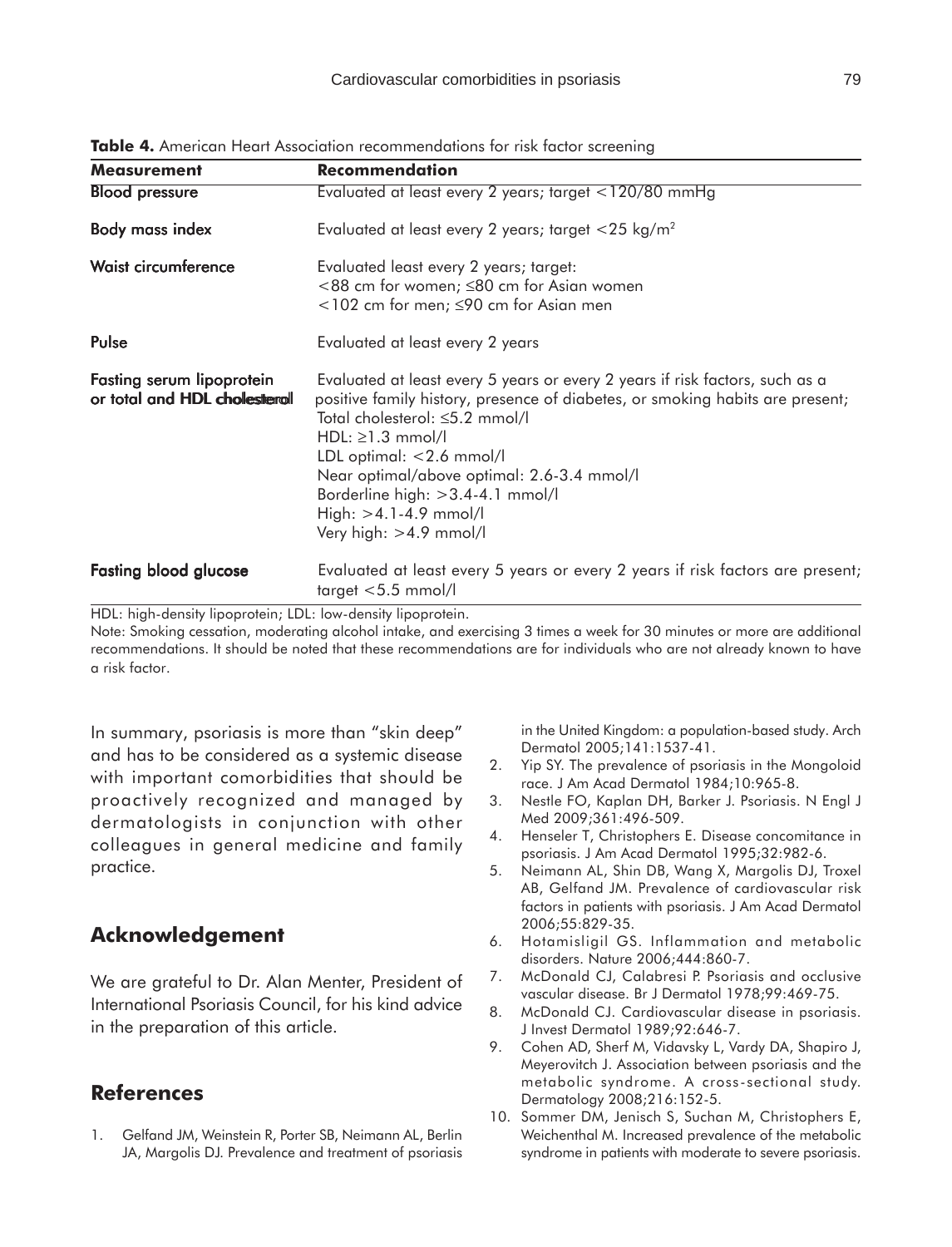**Table 4.** American Heart Association recommendations for risk factor screening

| Measurement | Recommendation |
|---|---|
| Blood pressure | Evaluated at least every 2 years; target <120/80 mmHg |
| Body mass index | Evaluated at least every 2 years; target <25 kg/m$^2$ |
| Waist circumference | Evaluated least every 2 years; target:<br><88 cm for women; ≤80 cm for Asian women<br><102 cm for men; ≤90 cm for Asian men |
| Pulse | Evaluated at least every 2 years |
| Fasting serum lipoprotein or total and HDL cholesterol | Evaluated at least every 5 years or every 2 years if risk factors, such as a positive family history, presence of diabetes, or smoking habits are present;<br>Total cholesterol: ≤5.2 mmol/l<br>HDL: ≥1.3 mmol/l<br>LDL optimal: <2.6 mmol/l<br>Near optimal/above optimal: 2.6-3.4 mmol/l<br>Borderline high: >3.4-4.1 mmol/l<br>High: >4.1-4.9 mmol/l<br>Very high: >4.9 mmol/l |
| Fasting blood glucose | Evaluated at least every 5 years or every 2 years if risk factors are present; target <5.5 mmol/l |

HDL: high-density lipoprotein; LDL: low-density lipoprotein.

Note: Smoking cessation, moderating alcohol intake, and exercising 3 times a week for 30 minutes or more are additional recommendations. It should be noted that these recommendations are for individuals who are not already known to have a risk factor.

In summary, psoriasis is more than "skin deep" and has to be considered as a systemic disease with important comorbidities that should be proactively recognized and managed by dermatologists in conjunction with other colleagues in general medicine and family practice.

## Acknowledgement

We are grateful to Dr. Alan Menter, President of International Psoriasis Council, for his kind advice in the preparation of this article.

## References

1. Gelfand JM, Weinstein R, Porter SB, Neimann AL, Berlin JA, Margolis DJ. Prevalence and treatment of psoriasis in the United Kingdom: a population-based study. Arch Dermatol 2005;141:1537-41.
2. Yip SY. The prevalence of psoriasis in the Mongoloid race. J Am Acad Dermatol 1984;10:965-8.
3. Nestle FO, Kaplan DH, Barker J. Psoriasis. N Engl J Med 2009;361:496-509.
4. Henseler T, Christophers E. Disease concomitance in psoriasis. J Am Acad Dermatol 1995;32:982-6.
5. Neimann AL, Shin DB, Wang X, Margolis DJ, Troxel AB, Gelfand JM. Prevalence of cardiovascular risk factors in patients with psoriasis. J Am Acad Dermatol 2006;55:829-35.
6. Hotamisligil GS. Inflammation and metabolic disorders. Nature 2006;444:860-7.
7. McDonald CJ, Calabresi P. Psoriasis and occlusive vascular disease. Br J Dermatol 1978;99:469-75.
8. McDonald CJ. Cardiovascular disease in psoriasis. J Invest Dermatol 1989;92:646-7.
9. Cohen AD, Sherf M, Vidavsky L, Vardy DA, Shapiro J, Meyerovitch J. Association between psoriasis and the metabolic syndrome. A cross-sectional study. Dermatology 2008;216:152-5.
10. Sommer DM, Jenisch S, Suchan M, Christophers E, Weichenthal M. Increased prevalence of the metabolic syndrome in patients with moderate to severe psoriasis.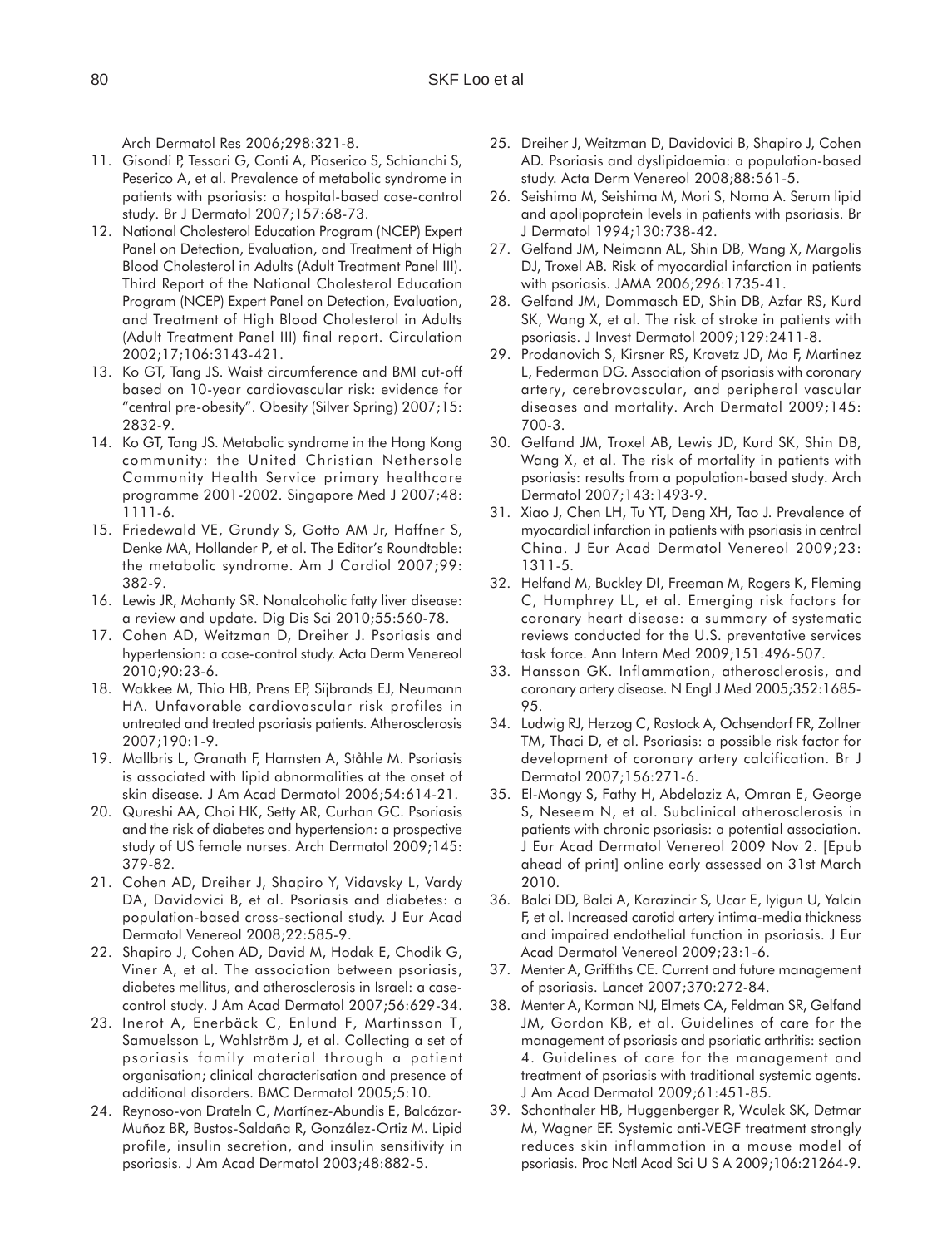Arch Dermatol Res 2006;298:321-8.

11. Gisondi P, Tessari G, Conti A, Piaserico S, Schianchi S, Peserico A, et al. Prevalence of metabolic syndrome in patients with psoriasis: a hospital-based case-control study. Br J Dermatol 2007;157:68-73.
12. National Cholesterol Education Program (NCEP) Expert Panel on Detection, Evaluation, and Treatment of High Blood Cholesterol in Adults (Adult Treatment Panel III). Third Report of the National Cholesterol Education Program (NCEP) Expert Panel on Detection, Evaluation, and Treatment of High Blood Cholesterol in Adults (Adult Treatment Panel III) final report. Circulation 2002;17;106:3143-421.
13. Ko GT, Tang JS. Waist circumference and BMI cut-off based on 10-year cardiovascular risk: evidence for "central pre-obesity". Obesity (Silver Spring) 2007;15: 2832-9.
14. Ko GT, Tang JS. Metabolic syndrome in the Hong Kong community: the United Christian Nethersole Community Health Service primary healthcare programme 2001-2002. Singapore Med J 2007;48: 1111-6.
15. Friedewald VE, Grundy S, Gotto AM Jr, Haffner S, Denke MA, Hollander P, et al. The Editor's Roundtable: the metabolic syndrome. Am J Cardiol 2007;99: 382-9.
16. Lewis JR, Mohanty SR. Nonalcoholic fatty liver disease: a review and update. Dig Dis Sci 2010;55:560-78.
17. Cohen AD, Weitzman D, Dreiher J. Psoriasis and hypertension: a case-control study. Acta Derm Venereol 2010;90:23-6.
18. Wakkee M, Thio HB, Prens EP, Sijbrands EJ, Neumann HA. Unfavorable cardiovascular risk profiles in untreated and treated psoriasis patients. Atherosclerosis 2007;190:1-9.
19. Mallbris L, Granath F, Hamsten A, Ståhle M. Psoriasis is associated with lipid abnormalities at the onset of skin disease. J Am Acad Dermatol 2006;54:614-21.
20. Qureshi AA, Choi HK, Setty AR, Curhan GC. Psoriasis and the risk of diabetes and hypertension: a prospective study of US female nurses. Arch Dermatol 2009;145: 379-82.
21. Cohen AD, Dreiher J, Shapiro Y, Vidavsky L, Vardy DA, Davidovici B, et al. Psoriasis and diabetes: a population-based cross-sectional study. J Eur Acad Dermatol Venereol 2008;22:585-9.
22. Shapiro J, Cohen AD, David M, Hodak E, Chodik G, Viner A, et al. The association between psoriasis, diabetes mellitus, and atherosclerosis in Israel: a case-control study. J Am Acad Dermatol 2007;56:629-34.
23. Inerot A, Enerbäck C, Enlund F, Martinsson T, Samuelsson L, Wahlström J, et al. Collecting a set of psoriasis family material through a patient organisation; clinical characterisation and presence of additional disorders. BMC Dermatol 2005;5:10.
24. Reynoso-von Drateln C, Martínez-Abundis E, Balcázar-Muñoz BR, Bustos-Saldaña R, González-Ortiz M. Lipid profile, insulin secretion, and insulin sensitivity in psoriasis. J Am Acad Dermatol 2003;48:882-5.
25. Dreiher J, Weitzman D, Davidovici B, Shapiro J, Cohen AD. Psoriasis and dyslipidaemia: a population-based study. Acta Derm Venereol 2008;88:561-5.
26. Seishima M, Seishima M, Mori S, Noma A. Serum lipid and apolipoprotein levels in patients with psoriasis. Br J Dermatol 1994;130:738-42.
27. Gelfand JM, Neimann AL, Shin DB, Wang X, Margolis DJ, Troxel AB. Risk of myocardial infarction in patients with psoriasis. JAMA 2006;296:1735-41.
28. Gelfand JM, Dommasch ED, Shin DB, Azfar RS, Kurd SK, Wang X, et al. The risk of stroke in patients with psoriasis. J Invest Dermatol 2009;129:2411-8.
29. Prodanovich S, Kirsner RS, Kravetz JD, Ma F, Martinez L, Federman DG. Association of psoriasis with coronary artery, cerebrovascular, and peripheral vascular diseases and mortality. Arch Dermatol 2009;145: 700-3.
30. Gelfand JM, Troxel AB, Lewis JD, Kurd SK, Shin DB, Wang X, et al. The risk of mortality in patients with psoriasis: results from a population-based study. Arch Dermatol 2007;143:1493-9.
31. Xiao J, Chen LH, Tu YT, Deng XH, Tao J. Prevalence of myocardial infarction in patients with psoriasis in central China. J Eur Acad Dermatol Venereol 2009;23: 1311-5.
32. Helfand M, Buckley DI, Freeman M, Rogers K, Fleming C, Humphrey LL, et al. Emerging risk factors for coronary heart disease: a summary of systematic reviews conducted for the U.S. preventative services task force. Ann Intern Med 2009;151:496-507.
33. Hansson GK. Inflammation, atherosclerosis, and coronary artery disease. N Engl J Med 2005;352:1685-95.
34. Ludwig RJ, Herzog C, Rostock A, Ochsendorf FR, Zollner TM, Thaci D, et al. Psoriasis: a possible risk factor for development of coronary artery calcification. Br J Dermatol 2007;156:271-6.
35. El-Mongy S, Fathy H, Abdelaziz A, Omran E, George S, Neseem N, et al. Subclinical atherosclerosis in patients with chronic psoriasis: a potential association. J Eur Acad Dermatol Venereol 2009 Nov 2. [Epub ahead of print] online early assessed on 31st March 2010.
36. Balci DD, Balci A, Karazincir S, Ucar E, Iyigun U, Yalcin F, et al. Increased carotid artery intima-media thickness and impaired endothelial function in psoriasis. J Eur Acad Dermatol Venereol 2009;23:1-6.
37. Menter A, Griffiths CE. Current and future management of psoriasis. Lancet 2007;370:272-84.
38. Menter A, Korman NJ, Elmets CA, Feldman SR, Gelfand JM, Gordon KB, et al. Guidelines of care for the management of psoriasis and psoriatic arthritis: section 4. Guidelines of care for the management and treatment of psoriasis with traditional systemic agents. J Am Acad Dermatol 2009;61:451-85.
39. Schonthaler HB, Huggenberger R, Wculek SK, Detmar M, Wagner EF. Systemic anti-VEGF treatment strongly reduces skin inflammation in a mouse model of psoriasis. Proc Natl Acad Sci U S A 2009;106:21264-9.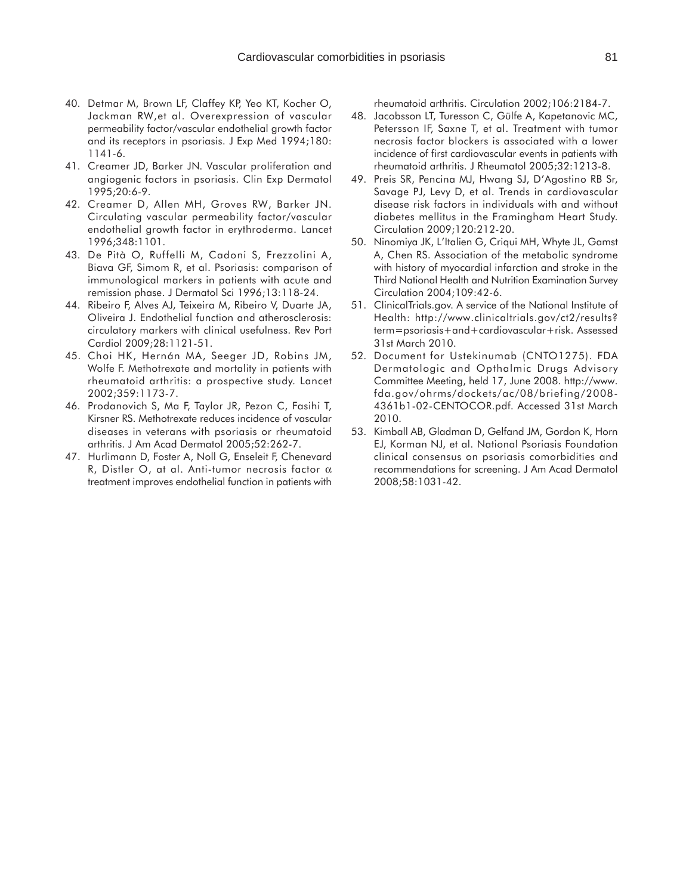40. Detmar M, Brown LF, Claffey KP, Yeo KT, Kocher O, Jackman RW,et al. Overexpression of vascular permeability factor/vascular endothelial growth factor and its receptors in psoriasis. J Exp Med 1994;180: 1141-6.
41. Creamer JD, Barker JN. Vascular proliferation and angiogenic factors in psoriasis. Clin Exp Dermatol 1995;20:6-9.
42. Creamer D, Allen MH, Groves RW, Barker JN. Circulating vascular permeability factor/vascular endothelial growth factor in erythroderma. Lancet 1996;348:1101.
43. De Pità O, Ruffelli M, Cadoni S, Frezzolini A, Biava GF, Simom R, et al. Psoriasis: comparison of immunological markers in patients with acute and remission phase. J Dermatol Sci 1996;13:118-24.
44. Ribeiro F, Alves AJ, Teixeira M, Ribeiro V, Duarte JA, Oliveira J. Endothelial function and atherosclerosis: circulatory markers with clinical usefulness. Rev Port Cardiol 2009;28:1121-51.
45. Choi HK, Hernán MA, Seeger JD, Robins JM, Wolfe F. Methotrexate and mortality in patients with rheumatoid arthritis: a prospective study. Lancet 2002;359:1173-7.
46. Prodanovich S, Ma F, Taylor JR, Pezon C, Fasihi T, Kirsner RS. Methotrexate reduces incidence of vascular diseases in veterans with psoriasis or rheumatoid arthritis. J Am Acad Dermatol 2005;52:262-7.
47. Hurlimann D, Foster A, Noll G, Enseleit F, Chenevard R, Distler O, at al. Anti-tumor necrosis factor $\alpha$ treatment improves endothelial function in patients with rheumatoid arthritis. Circulation 2002;106:2184-7.
48. Jacobsson LT, Turesson C, Gülfe A, Kapetanovic MC, Petersson IF, Saxne T, et al. Treatment with tumor necrosis factor blockers is associated with a lower incidence of first cardiovascular events in patients with rheumatoid arthritis. J Rheumatol 2005;32:1213-8.
49. Preis SR, Pencina MJ, Hwang SJ, D'Agostino RB Sr, Savage PJ, Levy D, et al. Trends in cardiovascular disease risk factors in individuals with and without diabetes mellitus in the Framingham Heart Study. Circulation 2009;120:212-20.
50. Ninomiya JK, L'Italien G, Criqui MH, Whyte JL, Gamst A, Chen RS. Association of the metabolic syndrome with history of myocardial infarction and stroke in the Third National Health and Nutrition Examination Survey Circulation 2004;109:42-6.
51. ClinicalTrials.gov. A service of the National Institute of Health: http://www.clinicaltrials.gov/ct2/results?term=psoriasis+and+cardiovascular+risk. Assessed 31st March 2010.
52. Document for Ustekinumab (CNTO1275). FDA Dermatologic and Opthalmic Drugs Advisory Committee Meeting, held 17, June 2008. http://www.fda.gov/ohrms/dockets/ac/08/briefing/2008-4361b1-02-CENTOCOR.pdf. Accessed 31st March 2010.
53. Kimball AB, Gladman D, Gelfand JM, Gordon K, Horn EJ, Korman NJ, et al. National Psoriasis Foundation clinical consensus on psoriasis comorbidities and recommendations for screening. J Am Acad Dermatol 2008;58:1031-42.